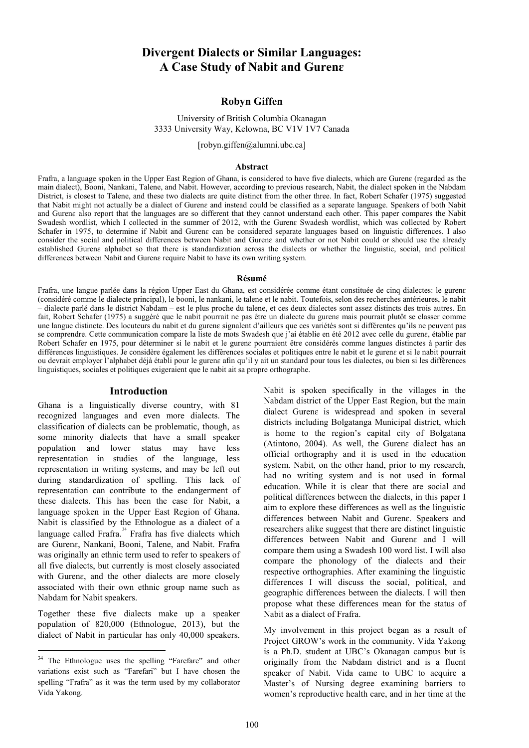# Divergent Dialects or Similar Languages: A Case Study of Nabit and Gurenɛ

**Robyn Giffen**

University of British Columbia Okanagan
3333 University Way, Kelowna, BC V1V 1V7 Canada

[robyn.giffen@alumni.ubc.ca]

### Abstract

Frafra, a language spoken in the Upper East Region of Ghana, is considered to have five dialects, which are Gurenɛ (regarded as the main dialect), Booni, Nankani, Talene, and Nabit. However, according to previous research, Nabit, the dialect spoken in the Nabdam District, is closest to Talene, and these two dialects are quite distinct from the other three. In fact, Robert Schafer (1975) suggested that Nabit might not actually be a dialect of Gurenɛ and instead could be classified as a separate language. Speakers of both Nabit and Gurenɛ also report that the languages are so different that they cannot understand each other. This paper compares the Nabit Swadesh wordlist, which I collected in the summer of 2012, with the Gurenɛ Swadesh wordlist, which was collected by Robert Schafer in 1975, to determine if Nabit and Gurenɛ can be considered separate languages based on linguistic differences. I also consider the social and political differences between Nabit and Gurenɛ and whether or not Nabit could or should use the already established Gurenɛ alphabet so that there is standardization across the dialects or whether the linguistic, social, and political differences between Nabit and Gurenɛ require Nabit to have its own writing system.

### Résumé

Frafra, une langue parlée dans la région Upper East du Ghana, est considérée comme étant constituée de cinq dialectes: le gurenɛ (considéré comme le dialecte principal), le booni, le nankani, le talene et le nabit. Toutefois, selon des recherches antérieures, le nabit – dialecte parlé dans le district Nabdam – est le plus proche du talene, et ces deux dialectes sont assez distincts des trois autres. En fait, Robert Schafer (1975) a suggéré que le nabit pourrait ne pas être un dialecte du gurenɛ mais pourrait plutôt se classer comme une langue distincte. Des locuteurs du nabit et du gurenɛ signalent d'ailleurs que ces variétés sont si différentes qu'ils ne peuvent pas se comprendre. Cette communication compare la liste de mots Swadesh que j'ai établie en été 2012 avec celle du gurenɛ, établie par Robert Schafer en 1975, pour déterminer si le nabit et le gurenɛ pourraient être considérés comme langues distinctes à partir des différences linguistiques. Je considère également les différences sociales et politiques entre le nabit et le gurenɛ et si le nabit pourrait ou devrait employer l'alphabet déjà établi pour le gurenɛ afin qu'il y ait un standard pour tous les dialectes, ou bien si les différences linguistiques, sociales et politiques exigeraient que le nabit ait sa propre orthographe.

## Introduction

Ghana is a linguistically diverse country, with 81 recognized languages and even more dialects. The classification of dialects can be problematic, though, as some minority dialects that have a small speaker population and lower status may have less representation in studies of the language, less representation in writing systems, and may be left out during standardization of spelling. This lack of representation can contribute to the endangerment of these dialects. This has been the case for Nabit, a language spoken in the Upper East Region of Ghana. Nabit is classified by the Ethnologue as a dialect of a language called Frafra.[34] Frafra has five dialects which are Gurenɛ, Nankani, Booni, Talene, and Nabit. Frafra was originally an ethnic term used to refer to speakers of all five dialects, but currently is most closely associated with Gurenɛ, and the other dialects are more closely associated with their own ethnic group name such as Nabdam for Nabit speakers.

Together these five dialects make up a speaker population of 820,000 (Ethnologue, 2013), but the dialect of Nabit in particular has only 40,000 speakers. Nabit is spoken specifically in the villages in the Nabdam district of the Upper East Region, but the main dialect Gurenɛ is widespread and spoken in several districts including Bolgatanga Municipal district, which is home to the region's capital city of Bolgatana (Atintono, 2004). As well, the Gurenɛ dialect has an official orthography and it is used in the education system. Nabit, on the other hand, prior to my research, had no writing system and is not used in formal education. While it is clear that there are social and political differences between the dialects, in this paper I aim to explore these differences as well as the linguistic differences between Nabit and Gurenɛ. Speakers and researchers alike suggest that there are distinct linguistic differences between Nabit and Gurenɛ and I will compare them using a Swadesh 100 word list. I will also compare the phonology of the dialects and their respective orthographies. After examining the linguistic differences I will discuss the social, political, and geographic differences between the dialects. I will then propose what these differences mean for the status of Nabit as a dialect of Frafra.

My involvement in this project began as a result of Project GROW's work in the community. Vida Yakong is a Ph.D. student at UBC's Okanagan campus but is originally from the Nabdam district and is a fluent speaker of Nabit. Vida came to UBC to acquire a Master's of Nursing degree examining barriers to women's reproductive health care, and in her time at the

[34] The Ethnologue uses the spelling "Farefare" and other variations exist such as "Farefari" but I have chosen the spelling "Frafra" as it was the term used by my collaborator Vida Yakong.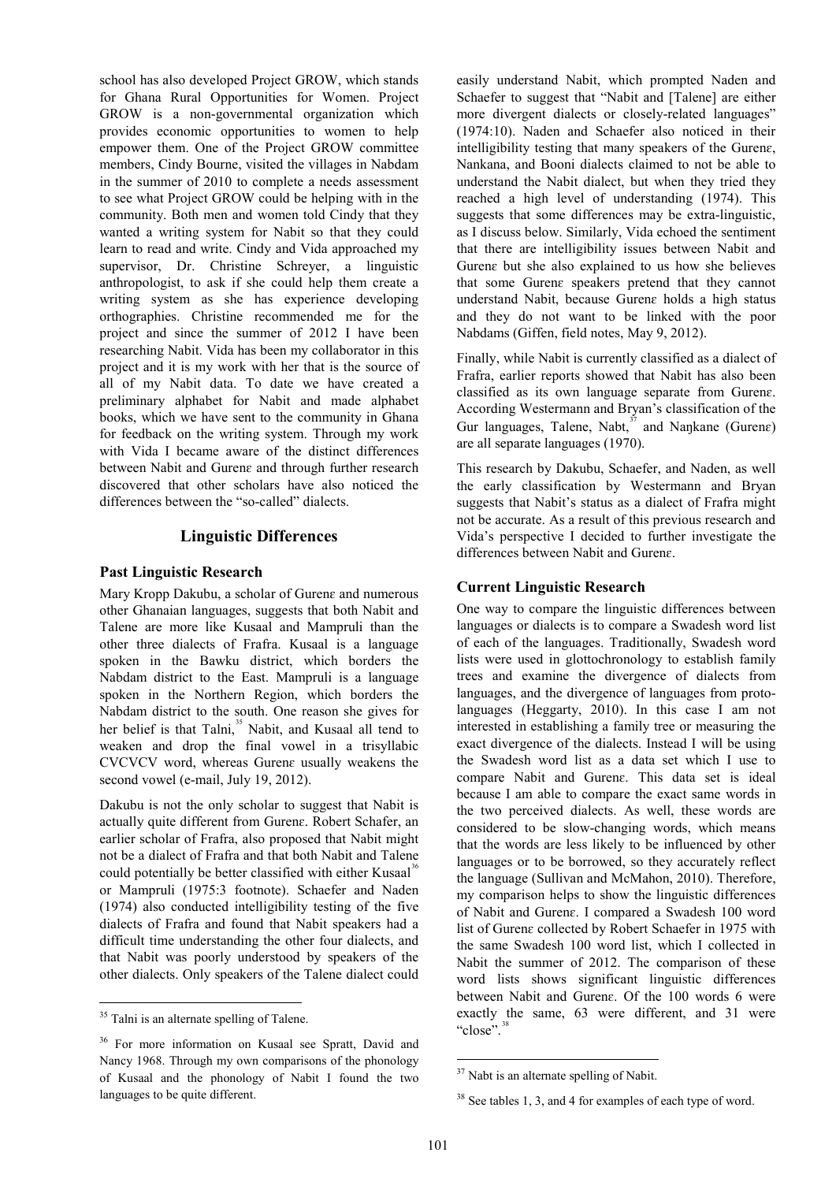school has also developed Project GROW, which stands for Ghana Rural Opportunities for Women. Project GROW is a non-governmental organization which provides economic opportunities to women to help empower them. One of the Project GROW committee members, Cindy Bourne, visited the villages in Nabdam in the summer of 2010 to complete a needs assessment to see what Project GROW could be helping with in the community. Both men and women told Cindy that they wanted a writing system for Nabit so that they could learn to read and write. Cindy and Vida approached my supervisor, Dr. Christine Schreyer, a linguistic anthropologist, to ask if she could help them create a writing system as she has experience developing orthographies. Christine recommended me for the project and since the summer of 2012 I have been researching Nabit. Vida has been my collaborator in this project and it is my work with her that is the source of all of my Nabit data. To date we have created a preliminary alphabet for Nabit and made alphabet books, which we have sent to the community in Ghana for feedback on the writing system. Through my work with Vida I became aware of the distinct differences between Nabit and Gurenɛ and through further research discovered that other scholars have also noticed the differences between the "so-called" dialects.

## Linguistic Differences

### Past Linguistic Research

Mary Kropp Dakubu, a scholar of Gurenɛ and numerous other Ghanaian languages, suggests that both Nabit and Talene are more like Kusaal and Mampruli than the other three dialects of Frafra. Kusaal is a language spoken in the Bawku district, which borders the Nabdam district to the East. Mampruli is a language spoken in the Northern Region, which borders the Nabdam district to the south. One reason she gives for her belief is that Talni,[35] Nabit, and Kusaal all tend to weaken and drop the final vowel in a trisyllabic CVCVCV word, whereas Gurenɛ usually weakens the second vowel (e-mail, July 19, 2012).

Dakubu is not the only scholar to suggest that Nabit is actually quite different from Gurenɛ. Robert Schafer, an earlier scholar of Frafra, also proposed that Nabit might not be a dialect of Frafra and that both Nabit and Talene could potentially be better classified with either Kusaal[36] or Mampruli (1975:3 footnote). Schaefer and Naden (1974) also conducted intelligibility testing of the five dialects of Frafra and found that Nabit speakers had a difficult time understanding the other four dialects, and that Nabit was poorly understood by speakers of the other dialects. Only speakers of the Talene dialect could easily understand Nabit, which prompted Naden and Schaefer to suggest that "Nabit and [Talene] are either more divergent dialects or closely-related languages" (1974:10). Naden and Schaefer also noticed in their intelligibility testing that many speakers of the Gurenɛ, Nankana, and Booni dialects claimed to not be able to understand the Nabit dialect, but when they tried they reached a high level of understanding (1974). This suggests that some differences may be extra-linguistic, as I discuss below. Similarly, Vida echoed the sentiment that there are intelligibility issues between Nabit and Gurenɛ but she also explained to us how she believes that some Gurenɛ speakers pretend that they cannot understand Nabit, because Gurenɛ holds a high status and they do not want to be linked with the poor Nabdams (Giffen, field notes, May 9, 2012).

Finally, while Nabit is currently classified as a dialect of Frafra, earlier reports showed that Nabit has also been classified as its own language separate from Gurenɛ. According Westermann and Bryan's classification of the Gur languages, Talene, Nabt,[37] and Naŋkane (Gurenɛ) are all separate languages (1970).

This research by Dakubu, Schaefer, and Naden, as well the early classification by Westermann and Bryan suggests that Nabit's status as a dialect of Frafra might not be accurate. As a result of this previous research and Vida's perspective I decided to further investigate the differences between Nabit and Gurenɛ.

### Current Linguistic Research

One way to compare the linguistic differences between languages or dialects is to compare a Swadesh word list of each of the languages. Traditionally, Swadesh word lists were used in glottochronology to establish family trees and examine the divergence of dialects from languages, and the divergence of languages from proto-languages (Heggarty, 2010). In this case I am not interested in establishing a family tree or measuring the exact divergence of the dialects. Instead I will be using the Swadesh word list as a data set which I use to compare Nabit and Gurenɛ. This data set is ideal because I am able to compare the exact same words in the two perceived dialects. As well, these words are considered to be slow-changing words, which means that the words are less likely to be influenced by other languages or to be borrowed, so they accurately reflect the language (Sullivan and McMahon, 2010). Therefore, my comparison helps to show the linguistic differences of Nabit and Gurenɛ. I compared a Swadesh 100 word list of Gurenɛ collected by Robert Schaefer in 1975 with the same Swadesh 100 word list, which I collected in Nabit the summer of 2012. The comparison of these word lists shows significant linguistic differences between Nabit and Gurenɛ. Of the 100 words 6 were exactly the same, 63 were different, and 31 were "close".[38]

---

[35] Talni is an alternate spelling of Talene.

[36] For more information on Kusaal see Spratt, David and Nancy 1968. Through my own comparisons of the phonology of Kusaal and the phonology of Nabit I found the two languages to be quite different.

[37] Nabt is an alternate spelling of Nabit.

[38] See tables 1, 3, and 4 for examples of each type of word.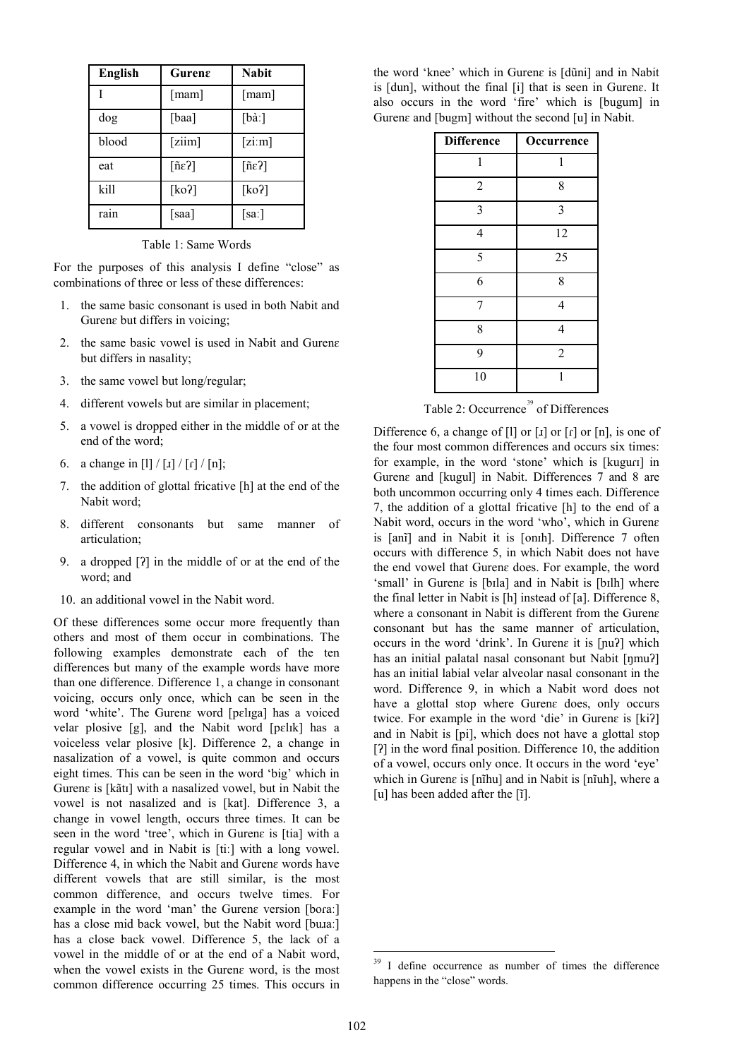| English | Gurenɛ | Nabit |
|---|---|---|
| I | [mam] | [mam] |
| dog | [baa] | [bàː] |
| blood | [ziim] | [ziːm] |
| eat | [ñɛʔ] | [ñɛʔ] |
| kill | [koʔ] | [koʔ] |
| rain | [saa] | [saː] |

Table 1: Same Words

For the purposes of this analysis I define "close" as combinations of three or less of these differences:

1. the same basic consonant is used in both Nabit and Gurenɛ but differs in voicing;
2. the same basic vowel is used in Nabit and Gurenɛ but differs in nasality;
3. the same vowel but long/regular;
4. different vowels but are similar in placement;
5. a vowel is dropped either in the middle of or at the end of the word;
6. a change in [l] / [ɹ] / [ɾ] / [n];
7. the addition of glottal fricative [h] at the end of the Nabit word;
8. different consonants but same manner of articulation;
9. a dropped [ʔ] in the middle of or at the end of the word; and
10. an additional vowel in the Nabit word.

Of these differences some occur more frequently than others and most of them occur in combinations. The following examples demonstrate each of the ten differences but many of the example words have more than one difference. Difference 1, a change in consonant voicing, occurs only once, which can be seen in the word 'white'. The Gurenɛ word [pɛlɪga] has a voiced velar plosive [g], and the Nabit word [pɛlɪk] has a voiceless velar plosive [k]. Difference 2, a change in nasalization of a vowel, is quite common and occurs eight times. This can be seen in the word 'big' which in Gurenɛ is [kãtɪ] with a nasalized vowel, but in Nabit the vowel is not nasalized and is [kat]. Difference 3, a change in vowel length, occurs three times. It can be seen in the word 'tree', which in Gurenɛ is [tia] with a regular vowel and in Nabit is [tiː] with a long vowel. Difference 4, in which the Nabit and Gurenɛ words have different vowels that are still similar, is the most common difference, and occurs twelve times. For example in the word 'man' the Gurenɛ version [boraː] has a close mid back vowel, but the Nabit word [buɹaː] has a close back vowel. Difference 5, the lack of a vowel in the middle of or at the end of a Nabit word, when the vowel exists in the Gurenɛ word, is the most common difference occurring 25 times. This occurs in the word 'knee' which in Gurenɛ is [dũni] and in Nabit is [dun], without the final [i] that is seen in Gurenɛ. It also occurs in the word 'fire' which is [bugum] in Gurenɛ and [bugm] without the second [u] in Nabit.

| Difference | Occurrence |
|---|---|
| 1 | 1 |
| 2 | 8 |
| 3 | 3 |
| 4 | 12 |
| 5 | 25 |
| 6 | 8 |
| 7 | 4 |
| 8 | 4 |
| 9 | 2 |
| 10 | 1 |

Table 2: Occurrence[39] of Differences

Difference 6, a change of [l] or [ɹ] or [ɾ] or [n], is one of the four most common differences and occurs six times: for example, in the word 'stone' which is [kugurɪ] in Gurenɛ and [kugul] in Nabit. Differences 7 and 8 are both uncommon occurring only 4 times each. Difference 7, the addition of a glottal fricative [h] to the end of a Nabit word, occurs in the word 'who', which in Gurenɛ is [anĩ] and in Nabit it is [onɪh]. Difference 7 often occurs with difference 5, in which Nabit does not have the end vowel that Gurenɛ does. For example, the word 'small' in Gurenɛ is [bɪla] and in Nabit is [bɪlh] where the final letter in Nabit is [h] instead of [a]. Difference 8, where a consonant in Nabit is different from the Gurenɛ consonant but has the same manner of articulation, occurs in the word 'drink'. In Gurenɛ it is [ɲuʔ] which has an initial palatal nasal consonant but Nabit [ŋmuʔ] has an initial labial velar alveolar nasal consonant in the word. Difference 9, in which a Nabit word does not have a glottal stop where Gurenɛ does, only occurs twice. For example in the word 'die' in Gurenɛ is [kiʔ] and in Nabit is [pi], which does not have a glottal stop [ʔ] in the word final position. Difference 10, the addition of a vowel, occurs only once. It occurs in the word 'eye' which in Gurenɛ is [nĩhu] and in Nabit is [nĩuh], where a [u] has been added after the [ĩ].

[39] I define occurrence as number of times the difference happens in the "close" words.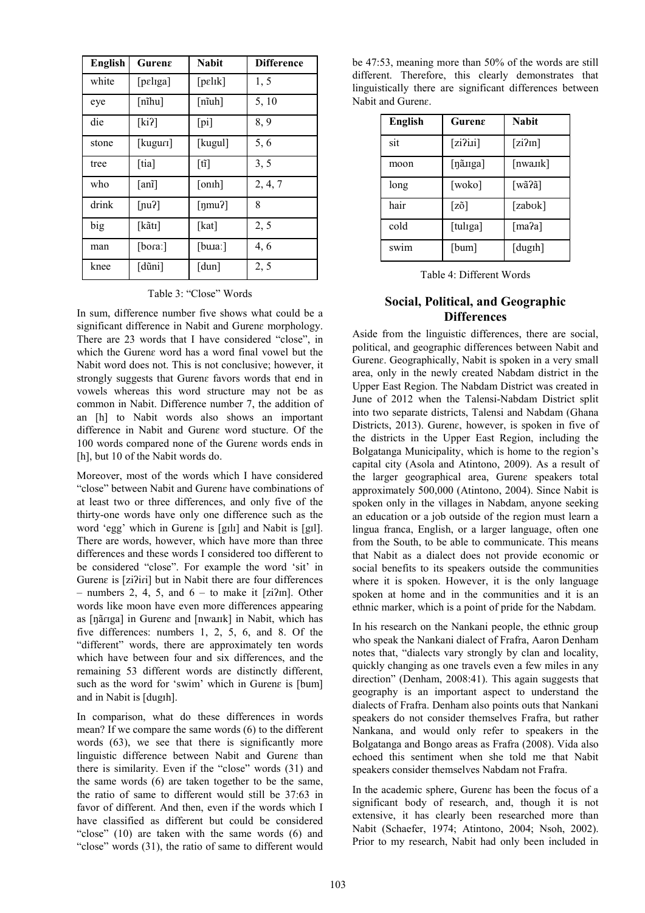| English | Gurenɛ | Nabit | Difference |
|---|---|---|---|
| white | [pɛlɪga] | [pɛlɪk] | 1, 5 |
| eye | [nĩhu] | [nĩuh] | 5, 10 |
| die | [kiʔ] | [pi] | 8, 9 |
| stone | [kugurɪ] | [kugul] | 5, 6 |
| tree | [tia] | [tĩ] | 3, 5 |
| who | [anĩ] | [onɪh] | 2, 4, 7 |
| drink | [ɲuʔ] | [ŋmuʔ] | 8 |
| big | [kãtɪ] | [kat] | 2, 5 |
| man | [boraː] | [buɹaː] | 4, 6 |
| knee | [dũni] | [dun] | 2, 5 |

Table 3: "Close" Words

In sum, difference number five shows what could be a significant difference in Nabit and Gurenɛ morphology. There are 23 words that I have considered "close", in which the Gurenɛ word has a word final vowel but the Nabit word does not. This is not conclusive; however, it strongly suggests that Gurenɛ favors words that end in vowels whereas this word structure may not be as common in Nabit. Difference number 7, the addition of an [h] to Nabit words also shows an important difference in Nabit and Gurenɛ word stucture. Of the 100 words compared none of the Gurenɛ words ends in [h], but 10 of the Nabit words do.

Moreover, most of the words which I have considered "close" between Nabit and Gurenɛ have combinations of at least two or three differences, and only five of the thirty-one words have only one difference such as the word 'egg' which in Gurenɛ is [gɪlɪ] and Nabit is [gɪl]. There are words, however, which have more than three differences and these words I considered too different to be considered "close". For example the word 'sit' in Gurenɛ is [ziʔiɾi] but in Nabit there are four differences – numbers 2, 4, 5, and 6 – to make it [ziʔɪn]. Other words like moon have even more differences appearing as [ŋãɾɪga] in Gurenɛ and [nwaɹɪk] in Nabit, which has five differences: numbers 1, 2, 5, 6, and 8. Of the "different" words, there are approximately ten words which have between four and six differences, and the remaining 53 different words are distinctly different, such as the word for 'swim' which in Gurenɛ is [bum] and in Nabit is [dugɪh].

In comparison, what do these differences in words mean? If we compare the same words (6) to the different words (63), we see that there is significantly more linguistic difference between Nabit and Gurenɛ than there is similarity. Even if the "close" words (31) and the same words (6) are taken together to be the same, the ratio of same to different would still be 37:63 in favor of different. And then, even if the words which I have classified as different but could be considered "close" (10) are taken with the same words (6) and "close" words (31), the ratio of same to different would be 47:53, meaning more than 50% of the words are still different. Therefore, this clearly demonstrates that linguistically there are significant differences between Nabit and Gurenɛ.

| English | Gurenɛ | Nabit |
|---|---|---|
| sit | [ziʔiɹi] | [ziʔɪn] |
| moon | [ŋãɹɪga] | [nwaɹɪk] |
| long | [woko] | [wãʔã] |
| hair | [zõ] | [zabʊk] |
| cold | [tulɪga] | [maʔa] |
| swim | [bum] | [dugɪh] |

Table 4: Different Words

## Social, Political, and Geographic Differences

Aside from the linguistic differences, there are social, political, and geographic differences between Nabit and Gurenɛ. Geographically, Nabit is spoken in a very small area, only in the newly created Nabdam district in the Upper East Region. The Nabdam District was created in June of 2012 when the Talensi-Nabdam District split into two separate districts, Talensi and Nabdam (Ghana Districts, 2013). Gurenɛ, however, is spoken in five of the districts in the Upper East Region, including the Bolgatanga Municipality, which is home to the region's capital city (Asola and Atintono, 2009). As a result of the larger geographical area, Gurenɛ speakers total approximately 500,000 (Atintono, 2004). Since Nabit is spoken only in the villages in Nabdam, anyone seeking an education or a job outside of the region must learn a lingua franca, English, or a larger language, often one from the South, to be able to communicate. This means that Nabit as a dialect does not provide economic or social benefits to its speakers outside the communities where it is spoken. However, it is the only language spoken at home and in the communities and it is an ethnic marker, which is a point of pride for the Nabdam.

In his research on the Nankani people, the ethnic group who speak the Nankani dialect of Frafra, Aaron Denham notes that, "dialects vary strongly by clan and locality, quickly changing as one travels even a few miles in any direction" (Denham, 2008:41). This again suggests that geography is an important aspect to understand the dialects of Frafra. Denham also points outs that Nankani speakers do not consider themselves Frafra, but rather Nankana, and would only refer to speakers in the Bolgatanga and Bongo areas as Frafra (2008). Vida also echoed this sentiment when she told me that Nabit speakers consider themselves Nabdam not Frafra.

In the academic sphere, Gurenɛ has been the focus of a significant body of research, and, though it is not extensive, it has clearly been researched more than Nabit (Schaefer, 1974; Atintono, 2004; Nsoh, 2002). Prior to my research, Nabit had only been included in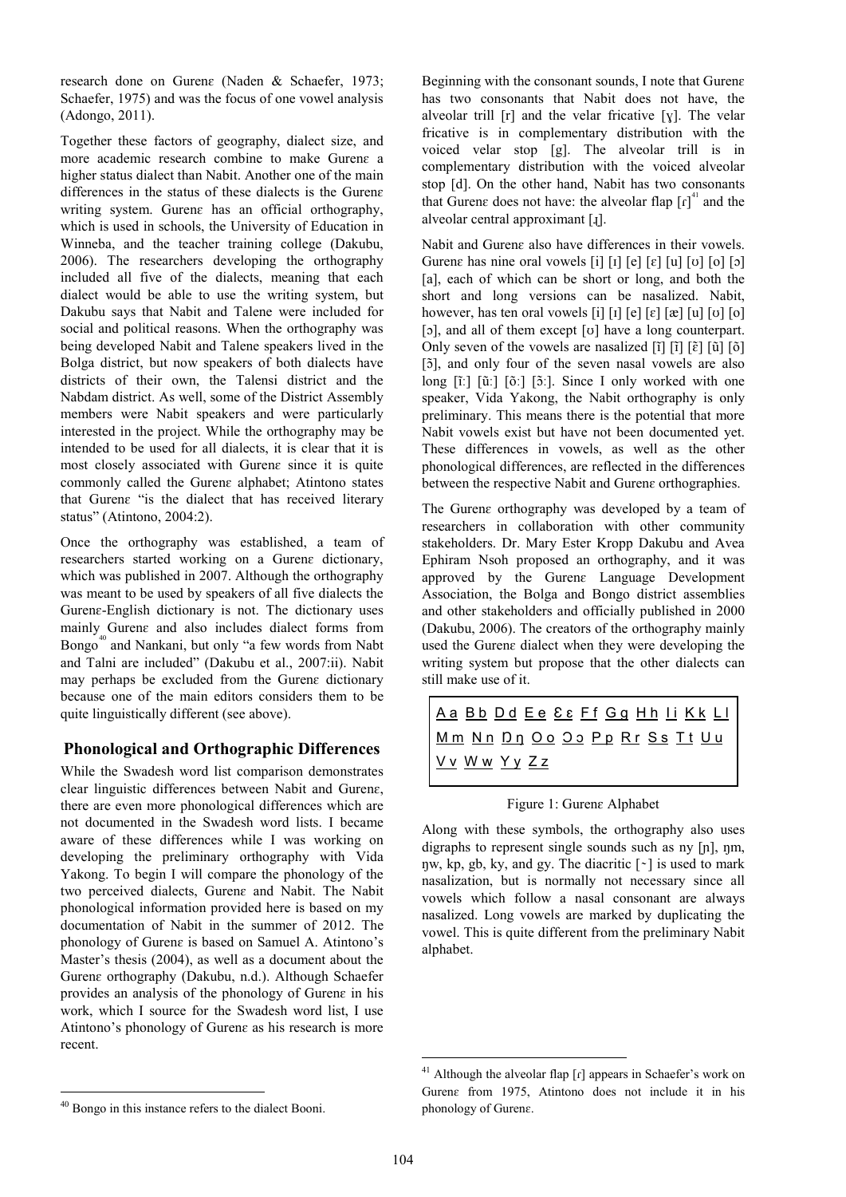research done on Gurenɛ (Naden & Schaefer, 1973; Schaefer, 1975) and was the focus of one vowel analysis (Adongo, 2011).

Together these factors of geography, dialect size, and more academic research combine to make Gurenɛ a higher status dialect than Nabit. Another one of the main differences in the status of these dialects is the Gurenɛ writing system. Gurenɛ has an official orthography, which is used in schools, the University of Education in Winneba, and the teacher training college (Dakubu, 2006). The researchers developing the orthography included all five of the dialects, meaning that each dialect would be able to use the writing system, but Dakubu says that Nabit and Talene were included for social and political reasons. When the orthography was being developed Nabit and Talene speakers lived in the Bolga district, but now speakers of both dialects have districts of their own, the Talensi district and the Nabdam district. As well, some of the District Assembly members were Nabit speakers and were particularly interested in the project. While the orthography may be intended to be used for all dialects, it is clear that it is most closely associated with Gurenɛ since it is quite commonly called the Gurenɛ alphabet; Atintono states that Gurenɛ "is the dialect that has received literary status" (Atintono, 2004:2).

Once the orthography was established, a team of researchers started working on a Gurenɛ dictionary, which was published in 2007. Although the orthography was meant to be used by speakers of all five dialects the Gurenɛ-English dictionary is not. The dictionary uses mainly Gurenɛ and also includes dialect forms from Bongo[40] and Nankani, but only "a few words from Nabt and Talni are included" (Dakubu et al., 2007:ii). Nabit may perhaps be excluded from the Gurenɛ dictionary because one of the main editors considers them to be quite linguistically different (see above).

## Phonological and Orthographic Differences

While the Swadesh word list comparison demonstrates clear linguistic differences between Nabit and Gurenɛ, there are even more phonological differences which are not documented in the Swadesh word lists. I became aware of these differences while I was working on developing the preliminary orthography with Vida Yakong. To begin I will compare the phonology of the two perceived dialects, Gurenɛ and Nabit. The Nabit phonological information provided here is based on my documentation of Nabit in the summer of 2012. The phonology of Gurenɛ is based on Samuel A. Atintono's Master's thesis (2004), as well as a document about the Gurenɛ orthography (Dakubu, n.d.). Although Schaefer provides an analysis of the phonology of Gurenɛ in his work, which I source for the Swadesh word list, I use Atintono's phonology of Gurenɛ as his research is more recent.

Beginning with the consonant sounds, I note that Gurenɛ has two consonants that Nabit does not have, the alveolar trill [r] and the velar fricative [ɣ]. The velar fricative is in complementary distribution with the voiced velar stop [g]. The alveolar trill is in complementary distribution with the voiced alveolar stop [d]. On the other hand, Nabit has two consonants that Gurenɛ does not have: the alveolar flap [ɾ][41] and the alveolar central approximant [ɹ].

Nabit and Gurenɛ also have differences in their vowels. Gurenɛ has nine oral vowels [i] [ɪ] [e] [ɛ] [u] [ʊ] [o] [ɔ] [a], each of which can be short or long, and both the short and long versions can be nasalized. Nabit, however, has ten oral vowels [i] [ɪ] [e] [ɛ] [æ] [u] [ʊ] [o] [ɔ], and all of them except [ʊ] have a long counterpart. Only seven of the vowels are nasalized [ĩ] [ɪ̃] [ɛ̃] [ũ] [õ] [ɔ̃], and only four of the seven nasal vowels are also long [ĩː] [ũː] [õː] [ɔ̃ː]. Since I only worked with one speaker, Vida Yakong, the Nabit orthography is only preliminary. This means there is the potential that more Nabit vowels exist but have not been documented yet. These differences in vowels, as well as the other phonological differences, are reflected in the differences between the respective Nabit and Gurenɛ orthographies.

The Gurenɛ orthography was developed by a team of researchers in collaboration with other community stakeholders. Dr. Mary Ester Kropp Dakubu and Avea Ephiram Nsoh proposed an orthography, and it was approved by the Gurenɛ Language Development Association, the Bolga and Bongo district assemblies and other stakeholders and officially published in 2000 (Dakubu, 2006). The creators of the orthography mainly used the Gurenɛ dialect when they were developing the writing system but propose that the other dialects can still make use of it.

A a B b D d E e Ɛ ɛ F f G g H h I i K k L l M m N n Ŋ ŋ O o Ɔ ɔ P p R r S s T t U u V v W w Y y Z z

Figure 1: Gurenɛ Alphabet

Along with these symbols, the orthography also uses digraphs to represent single sounds such as ny [ɲ], ŋm, ŋw, kp, gb, ky, and gy. The diacritic [~] is used to mark nasalization, but is normally not necessary since all vowels which follow a nasal consonant are always nasalized. Long vowels are marked by duplicating the vowel. This is quite different from the preliminary Nabit alphabet.

[40] Bongo in this instance refers to the dialect Booni.

[41] Although the alveolar flap [ɾ] appears in Schaefer's work on Gurenɛ from 1975, Atintono does not include it in his phonology of Gurenɛ.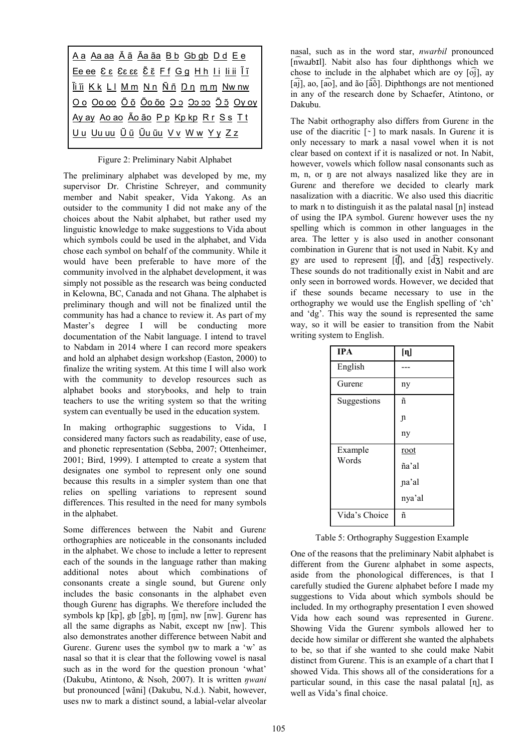A a Aa aa Ã ã Ãa ãa B b Gb gb D d E e
Ee ee Ɛ ɛ Ɛɛ ɛɛ Ɛ̃ ɛ̃ F f G g H h I i Ii ii Ĩ ĩ
Ĩi ĩi K k L l M m N n Ñ ñ Ŋ ŋ ŋ m ŋ m Nw nw
O o Oo oo Õ õ Õo õo Ɔ ɔ Ɔɔ ɔɔ Ɔ̃ ɔ̃ Oy oy
Ay ay Ao ao Ão ão P p Kp kp R r S s T t
U u Uu uu Ũ ũ Ũu ũu V v W w Y y Z z

Figure 2: Preliminary Nabit Alphabet

The preliminary alphabet was developed by me, my supervisor Dr. Christine Schreyer, and community member and Nabit speaker, Vida Yakong. As an outsider to the community I did not make any of the choices about the Nabit alphabet, but rather used my linguistic knowledge to make suggestions to Vida about which symbols could be used in the alphabet, and Vida chose each symbol on behalf of the community. While it would have been preferable to have more of the community involved in the alphabet development, it was simply not possible as the research was being conducted in Kelowna, BC, Canada and not Ghana. The alphabet is preliminary though and will not be finalized until the community has had a chance to review it. As part of my Master's degree I will be conducting more documentation of the Nabit language. I intend to travel to Nabdam in 2014 where I can record more speakers and hold an alphabet design workshop (Easton, 2000) to finalize the writing system. At this time I will also work with the community to develop resources such as alphabet books and storybooks, and help to train teachers to use the writing system so that the writing system can eventually be used in the education system.

In making orthographic suggestions to Vida, I considered many factors such as readability, ease of use, and phonetic representation (Sebba, 2007; Ottenheimer, 2001; Bird, 1999). I attempted to create a system that designates one symbol to represent only one sound because this results in a simpler system than one that relies on spelling variations to represent sound differences. This resulted in the need for many symbols in the alphabet.

Some differences between the Nabit and Gurenɛ orthographies are noticeable in the consonants included in the alphabet. We chose to include a letter to represent each of the sounds in the language rather than making additional notes about which combinations of consonants create a single sound, but Gurenɛ only includes the basic consonants in the alphabet even though Gurenɛ has digraphs. We therefore included the symbols kp [k͡p], gb [g͡b], ŋm [ŋ͡m], nw [n͡w]. Gurenɛ has all the same digraphs as Nabit, except nw [n͡w]. This also demonstrates another difference between Nabit and Gurenɛ. Gurenɛ uses the symbol ŋw to mark a 'w' as nasal so that it is clear that the following vowel is nasal such as in the word for the question pronoun 'what' (Dakubu, Atintono, & Nsoh, 2007). It is written *ŋwani* but pronounced [w̃ãni] (Dakubu, N.d.). Nabit, however, uses nw to mark a distinct sound, a labial-velar alveolar nasal, such as in the word star, *nwarbil* pronounced [n͡waɹbɪl]. Nabit also has four diphthongs which we chose to include in the alphabet which are oy [o͡j], ay [a͡j], ao, [a͡o], and ão [ã͡õ]. Diphthongs are not mentioned in any of the research done by Schaefer, Atintono, or Dakubu.

The Nabit orthography also differs from Gurenɛ in the use of the diacritic [ ̃ ] to mark nasals. In Gurenɛ it is only necessary to mark a nasal vowel when it is not clear based on context if it is nasalized or not. In Nabit, however, vowels which follow nasal consonants such as m, n, or ŋ are not always nasalized like they are in Gurenɛ and therefore we decided to clearly mark nasalization with a diacritic. We also used this diacritic to mark n to distinguish it as the palatal nasal [ɲ] instead of using the IPA symbol. Gurenɛ however uses the ny spelling which is common in other languages in the area. The letter y is also used in another consonant combination in Gurenɛ that is not used in Nabit. Ky and gy are used to represent [t͡ʃ], and [d͡ʒ] respectively. These sounds do not traditionally exist in Nabit and are only seen in borrowed words. However, we decided that if these sounds became necessary to use in the orthography we would use the English spelling of 'ch' and 'dg'. This way the sound is represented the same way, so it will be easier to transition from the Nabit writing system to English.

| IPA | [ɲ] |
|---|---|
| English | --- |
| Gurenɛ | ny |
| Suggestions | ñ<br>ɲ<br>ny |
| Example Words | root<br>ña'al<br>ɲa'al<br>nya'al |
| Vida's Choice | ñ |

Table 5: Orthography Suggestion Example

One of the reasons that the preliminary Nabit alphabet is different from the Gurenɛ alphabet in some aspects, aside from the phonological differences, is that I carefully studied the Gurenɛ alphabet before I made my suggestions to Vida about which symbols should be included. In my orthography presentation I even showed Vida how each sound was represented in Gurenɛ. Showing Vida the Gurenɛ symbols allowed her to decide how similar or different she wanted the alphabets to be, so that if she wanted to she could make Nabit distinct from Gurenɛ. This is an example of a chart that I showed Vida. This shows all of the considerations for a particular sound, in this case the nasal palatal [ɲ], as well as Vida's final choice.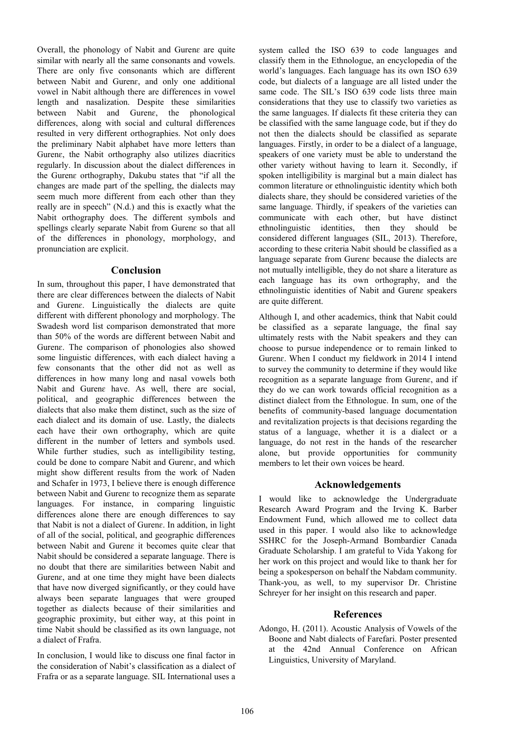Overall, the phonology of Nabit and Gurenɛ are quite similar with nearly all the same consonants and vowels. There are only five consonants which are different between Nabit and Gurenɛ, and only one additional vowel in Nabit although there are differences in vowel length and nasalization. Despite these similarities between Nabit and Gurenɛ, the phonological differences, along with social and cultural differences resulted in very different orthographies. Not only does the preliminary Nabit alphabet have more letters than Gurenɛ, the Nabit orthography also utilizes diacritics regularly. In discussion about the dialect differences in the Gurenɛ orthography, Dakubu states that "if all the changes are made part of the spelling, the dialects may seem much more different from each other than they really are in speech" (N.d.) and this is exactly what the Nabit orthography does. The different symbols and spellings clearly separate Nabit from Gurenɛ so that all of the differences in phonology, morphology, and pronunciation are explicit.

## Conclusion

In sum, throughout this paper, I have demonstrated that there are clear differences between the dialects of Nabit and Gurenɛ. Linguistically the dialects are quite different with different phonology and morphology. The Swadesh word list comparison demonstrated that more than 50% of the words are different between Nabit and Gurenɛ. The comparison of phonologies also showed some linguistic differences, with each dialect having a few consonants that the other did not as well as differences in how many long and nasal vowels both Nabit and Gurenɛ have. As well, there are social, political, and geographic differences between the dialects that also make them distinct, such as the size of each dialect and its domain of use. Lastly, the dialects each have their own orthography, which are quite different in the number of letters and symbols used. While further studies, such as intelligibility testing, could be done to compare Nabit and Gurenɛ, and which might show different results from the work of Naden and Schafer in 1973, I believe there is enough difference between Nabit and Gurenɛ to recognize them as separate languages. For instance, in comparing linguistic differences alone there are enough differences to say that Nabit is not a dialect of Gurenɛ. In addition, in light of all of the social, political, and geographic differences between Nabit and Gurenɛ it becomes quite clear that Nabit should be considered a separate language. There is no doubt that there are similarities between Nabit and Gurenɛ, and at one time they might have been dialects that have now diverged significantly, or they could have always been separate languages that were grouped together as dialects because of their similarities and geographic proximity, but either way, at this point in time Nabit should be classified as its own language, not a dialect of Frafra.

In conclusion, I would like to discuss one final factor in the consideration of Nabit's classification as a dialect of Frafra or as a separate language. SIL International uses a system called the ISO 639 to code languages and classify them in the Ethnologue, an encyclopedia of the world's languages. Each language has its own ISO 639 code, but dialects of a language are all listed under the same code. The SIL's ISO 639 code lists three main considerations that they use to classify two varieties as the same languages. If dialects fit these criteria they can be classified with the same language code, but if they do not then the dialects should be classified as separate languages. Firstly, in order to be a dialect of a language, speakers of one variety must be able to understand the other variety without having to learn it. Secondly, if spoken intelligibility is marginal but a main dialect has common literature or ethnolinguistic identity which both dialects share, they should be considered varieties of the same language. Thirdly, if speakers of the varieties can communicate with each other, but have distinct ethnolinguistic identities, then they should be considered different languages (SIL, 2013). Therefore, according to these criteria Nabit should be classified as a language separate from Gurenɛ because the dialects are not mutually intelligible, they do not share a literature as each language has its own orthography, and the ethnolinguistic identities of Nabit and Gurenɛ speakers are quite different.

Although I, and other academics, think that Nabit could be classified as a separate language, the final say ultimately rests with the Nabit speakers and they can choose to pursue independence or to remain linked to Gurenɛ. When I conduct my fieldwork in 2014 I intend to survey the community to determine if they would like recognition as a separate language from Gurenɛ, and if they do we can work towards official recognition as a distinct dialect from the Ethnologue. In sum, one of the benefits of community-based language documentation and revitalization projects is that decisions regarding the status of a language, whether it is a dialect or a language, do not rest in the hands of the researcher alone, but provide opportunities for community members to let their own voices be heard.

## Acknowledgements

I would like to acknowledge the Undergraduate Research Award Program and the Irving K. Barber Endowment Fund, which allowed me to collect data used in this paper. I would also like to acknowledge SSHRC for the Joseph-Armand Bombardier Canada Graduate Scholarship. I am grateful to Vida Yakong for her work on this project and would like to thank her for being a spokesperson on behalf the Nabdam community. Thank-you, as well, to my supervisor Dr. Christine Schreyer for her insight on this research and paper.

## References

Adongo, H. (2011). Acoustic Analysis of Vowels of the Boone and Nabt dialects of Farefari. Poster presented at the 42nd Annual Conference on African Linguistics, University of Maryland.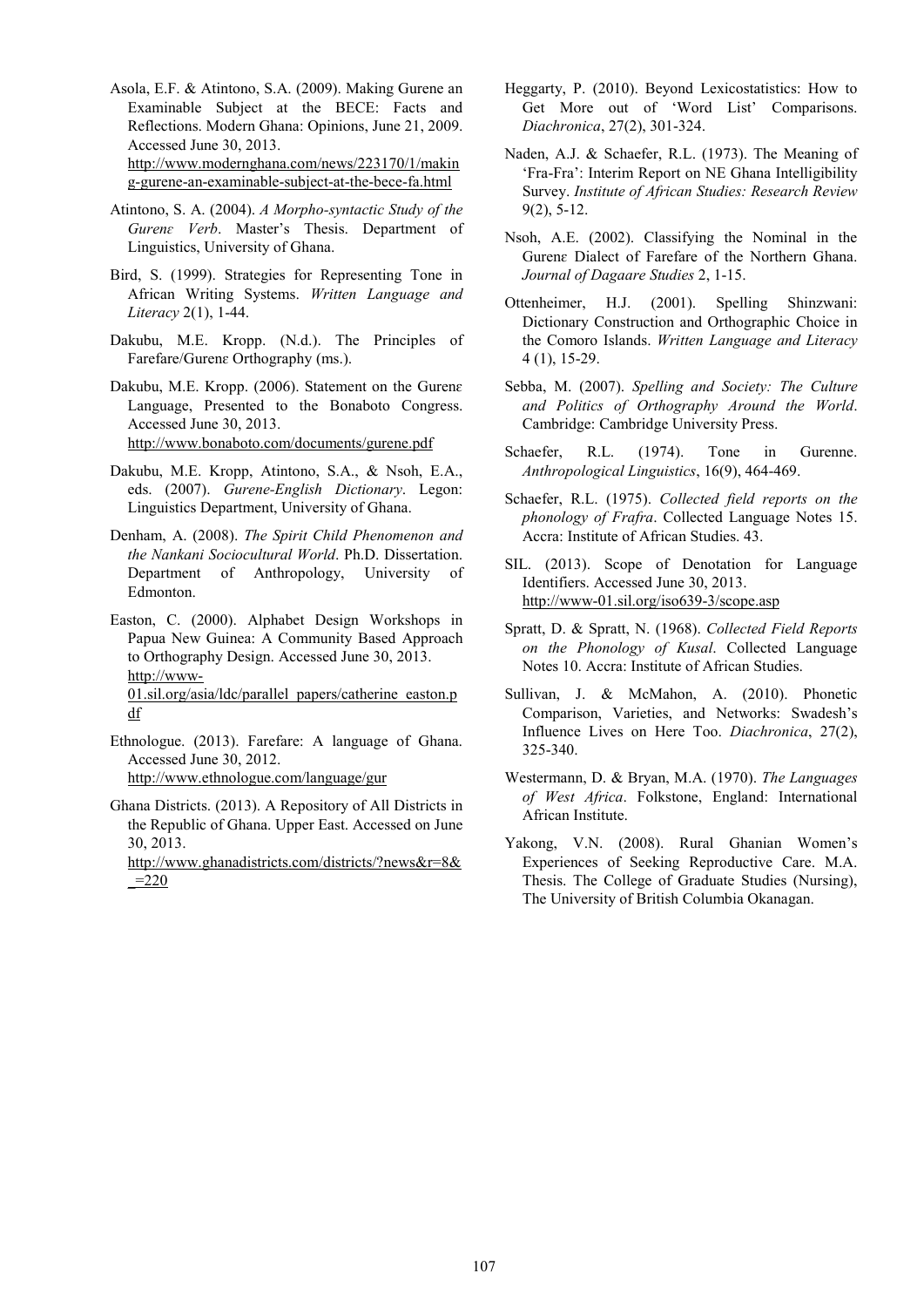Asola, E.F. & Atintono, S.A. (2009). Making Gurene an Examinable Subject at the BECE: Facts and Reflections. Modern Ghana: Opinions, June 21, 2009. Accessed June 30, 2013. http://www.modernghana.com/news/223170/1/making-gurene-an-examinable-subject-at-the-bece-fa.html

Atintono, S. A. (2004). *A Morpho-syntactic Study of the Gurenɛ Verb*. Master's Thesis. Department of Linguistics, University of Ghana.

Bird, S. (1999). Strategies for Representing Tone in African Writing Systems. *Written Language and Literacy* 2(1), 1-44.

Dakubu, M.E. Kropp. (N.d.). The Principles of Farefare/Gurenɛ Orthography (ms.).

Dakubu, M.E. Kropp. (2006). Statement on the Gurenɛ Language, Presented to the Bonaboto Congress. Accessed June 30, 2013. http://www.bonaboto.com/documents/gurene.pdf

Dakubu, M.E. Kropp, Atintono, S.A., & Nsoh, E.A., eds. (2007). *Gurene-English Dictionary*. Legon: Linguistics Department, University of Ghana.

Denham, A. (2008). *The Spirit Child Phenomenon and the Nankani Sociocultural World*. Ph.D. Dissertation. Department of Anthropology, University of Edmonton.

Easton, C. (2000). Alphabet Design Workshops in Papua New Guinea: A Community Based Approach to Orthography Design. Accessed June 30, 2013. http://www-01.sil.org/asia/ldc/parallel_papers/catherine_easton.pdf

Ethnologue. (2013). Farefare: A language of Ghana. Accessed June 30, 2012. http://www.ethnologue.com/language/gur

Ghana Districts. (2013). A Repository of All Districts in the Republic of Ghana. Upper East. Accessed on June 30, 2013. http://www.ghanadistricts.com/districts/?news&r=8&_=220

Heggarty, P. (2010). Beyond Lexicostatistics: How to Get More out of 'Word List' Comparisons. *Diachronica*, 27(2), 301-324.

Naden, A.J. & Schaefer, R.L. (1973). The Meaning of 'Fra-Fra': Interim Report on NE Ghana Intelligibility Survey. *Institute of African Studies: Research Review* 9(2), 5-12.

Nsoh, A.E. (2002). Classifying the Nominal in the Gurenɛ Dialect of Farefare of the Northern Ghana. *Journal of Dagaare Studies* 2, 1-15.

Ottenheimer, H.J. (2001). Spelling Shinzwani: Dictionary Construction and Orthographic Choice in the Comoro Islands. *Written Language and Literacy* 4 (1), 15-29.

Sebba, M. (2007). *Spelling and Society: The Culture and Politics of Orthography Around the World*. Cambridge: Cambridge University Press.

Schaefer, R.L. (1974). Tone in Gurenne. *Anthropological Linguistics*, 16(9), 464-469.

Schaefer, R.L. (1975). *Collected field reports on the phonology of Frafra*. Collected Language Notes 15. Accra: Institute of African Studies. 43.

SIL. (2013). Scope of Denotation for Language Identifiers. Accessed June 30, 2013. http://www-01.sil.org/iso639-3/scope.asp

Spratt, D. & Spratt, N. (1968). *Collected Field Reports on the Phonology of Kusal*. Collected Language Notes 10. Accra: Institute of African Studies.

Sullivan, J. & McMahon, A. (2010). Phonetic Comparison, Varieties, and Networks: Swadesh's Influence Lives on Here Too. *Diachronica*, 27(2), 325-340.

Westermann, D. & Bryan, M.A. (1970). *The Languages of West Africa*. Folkstone, England: International African Institute.

Yakong, V.N. (2008). Rural Ghanian Women's Experiences of Seeking Reproductive Care. M.A. Thesis. The College of Graduate Studies (Nursing), The University of British Columbia Okanagan.